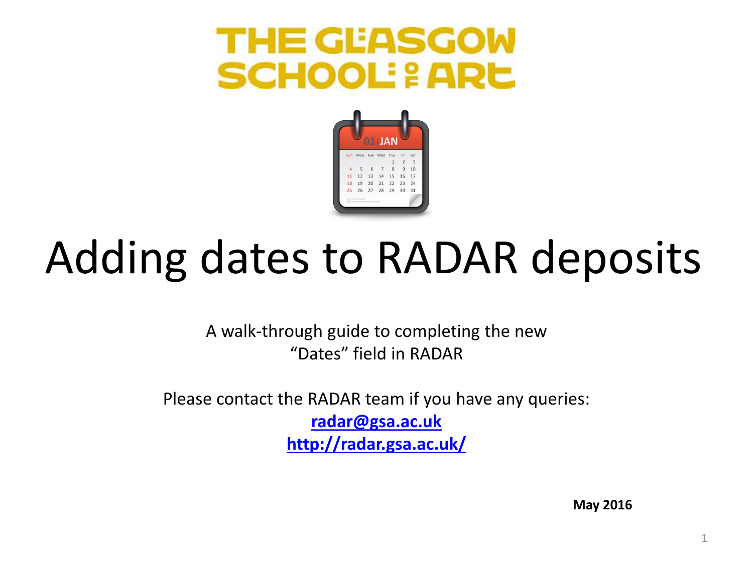THE GLASGOW SCHOOL OF ART

# Adding dates to RADAR deposits

A walk-through guide to completing the new "Dates" field in RADAR

Please contact the RADAR team if you have any queries:

**radar@gsa.ac.uk**

**http://radar.gsa.ac.uk/**

**May 2016**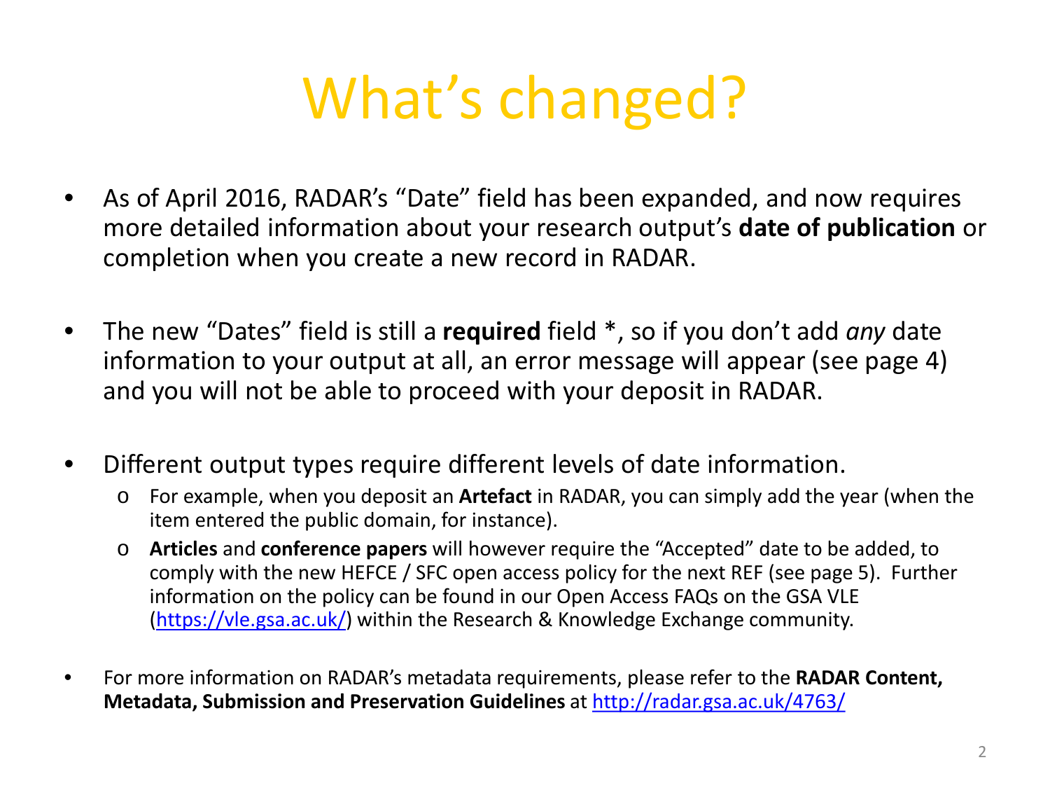# What's changed?

- As of April 2016, RADAR's "Date" field has been expanded, and now requires more detailed information about your research output's **date of publication** or completion when you create a new record in RADAR.

- The new "Dates" field is still a **required** field *, so if you don't add *any* date information to your output at all, an error message will appear (see page 4) and you will not be able to proceed with your deposit in RADAR.

- Different output types require different levels of date information.
  - For example, when you deposit an **Artefact** in RADAR, you can simply add the year (when the item entered the public domain, for instance).
  - **Articles** and **conference papers** will however require the "Accepted" date to be added, to comply with the new HEFCE / SFC open access policy for the next REF (see page 5). Further information on the policy can be found in our Open Access FAQs on the GSA VLE (https://vle.gsa.ac.uk/) within the Research & Knowledge Exchange community.

- For more information on RADAR's metadata requirements, please refer to the **RADAR Content, Metadata, Submission and Preservation Guidelines** at http://radar.gsa.ac.uk/4763/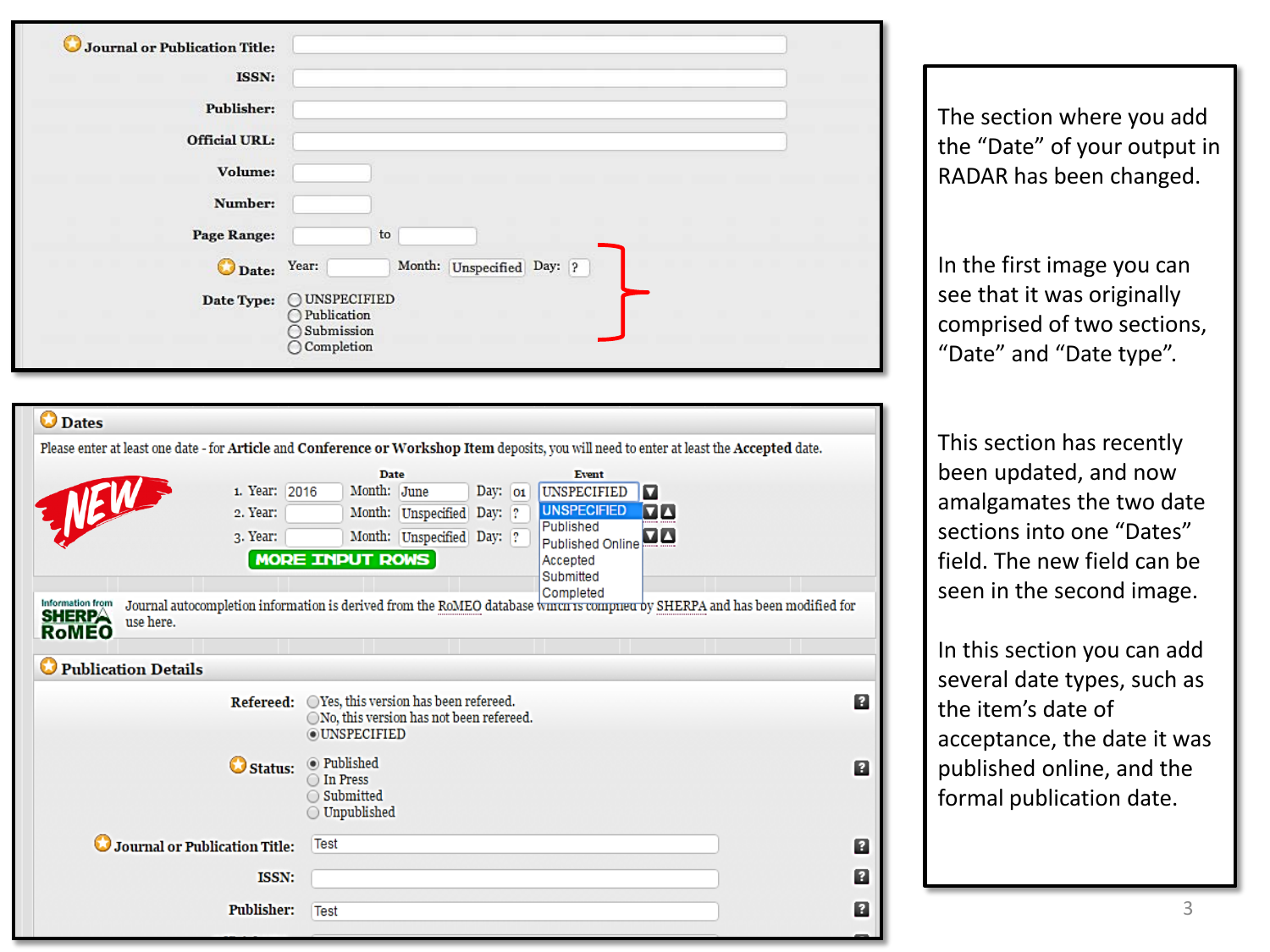**Journal or Publication Title:**

**ISSN:**

**Publisher:**

**Official URL:**

**Volume:**

**Number:**

**Page Range:** to

**Date:** Year: Month: Unspecified Day: ?

**Date Type:**
- UNSPECIFIED
- Publication
- Submission
- Completion

**Dates**

Please enter at least one date - for **Article** and **Conference or Workshop Item** deposits, you will need to enter at least the **Accepted** date.

NEW

| | Date | | | Event |
|---|---|---|---|---|
| 1. | Year: 2016 | Month: June | Day: 01 | UNSPECIFIED |
| 2. | Year: | Month: Unspecified | Day: ? | UNSPECIFIED |
| 3. | Year: | Month: Unspecified | Day: ? | |

Event options: UNSPECIFIED, Published, Published Online, Accepted, Submitted, Completed

MORE INPUT ROWS

Information from SHERPA RoMEO

Journal autocompletion information is derived from the RoMEO database which is compiled by SHERPA and has been modified for use here.

**Publication Details**

**Refereed:**
- Yes, this version has been refereed.
- No, this version has not been refereed.
- UNSPECIFIED

**Status:**
- Published
- In Press
- Submitted
- Unpublished

**Journal or Publication Title:** Test

**ISSN:**

**Publisher:** Test

The section where you add the "Date" of your output in RADAR has been changed.

In the first image you can see that it was originally comprised of two sections, "Date" and "Date type".

This section has recently been updated, and now amalgamates the two date sections into one "Dates" field. The new field can be seen in the second image.

In this section you can add several date types, such as the item's date of acceptance, the date it was published online, and the formal publication date.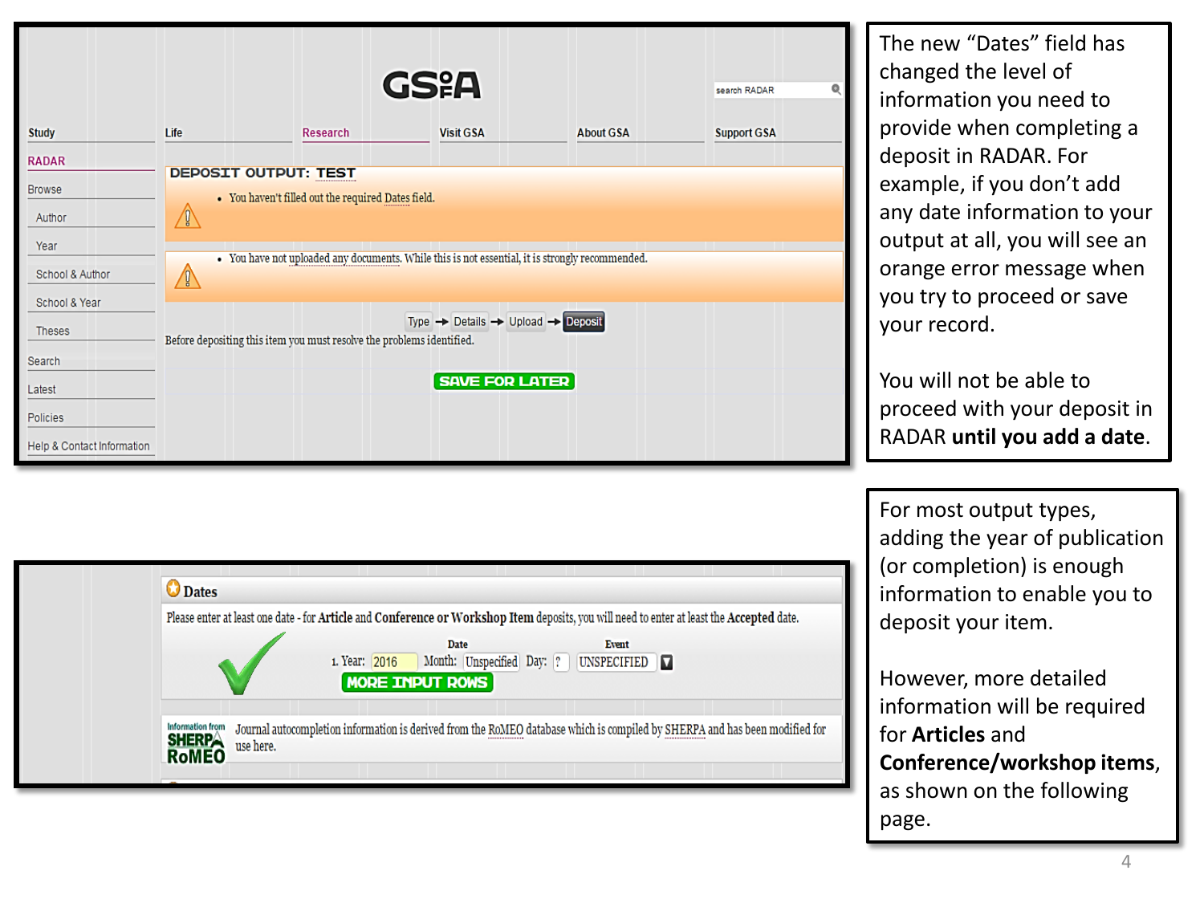GS&A

search RADAR

Study | Life | Research | Visit GSA | About GSA | Support GSA

RADAR

- Browse
- Author
- Year
- School & Author
- School & Year
- Theses
- Search
- Latest
- Policies
- Help & Contact Information

**DEPOSIT OUTPUT: TEST**

- You haven't filled out the required Dates field.

- You have not uploaded any documents. While this is not essential, it is strongly recommended.

Type → Details → Upload → Deposit

Before depositing this item you must resolve the problems identified.

SAVE FOR LATER

The new "Dates" field has changed the level of information you need to provide when completing a deposit in RADAR. For example, if you don't add any date information to your output at all, you will see an orange error message when you try to proceed or save your record.

You will not be able to proceed with your deposit in RADAR **until you add a date**.

**Dates**

Please enter at least one date - for **Article** and **Conference or Workshop Item** deposits, you will need to enter at least the **Accepted** date.

| | Date | | Event |
|---|---|---|---|
| 1. Year: 2016 | Month: Unspecified | Day: ? | UNSPECIFIED |

MORE INPUT ROWS

Information from SHERPA RoMEO

Journal autocompletion information is derived from the RoMEO database which is compiled by SHERPA and has been modified for use here.

For most output types, adding the year of publication (or completion) is enough information to enable you to deposit your item.

However, more detailed information will be required for **Articles** and **Conference/workshop items**, as shown on the following page.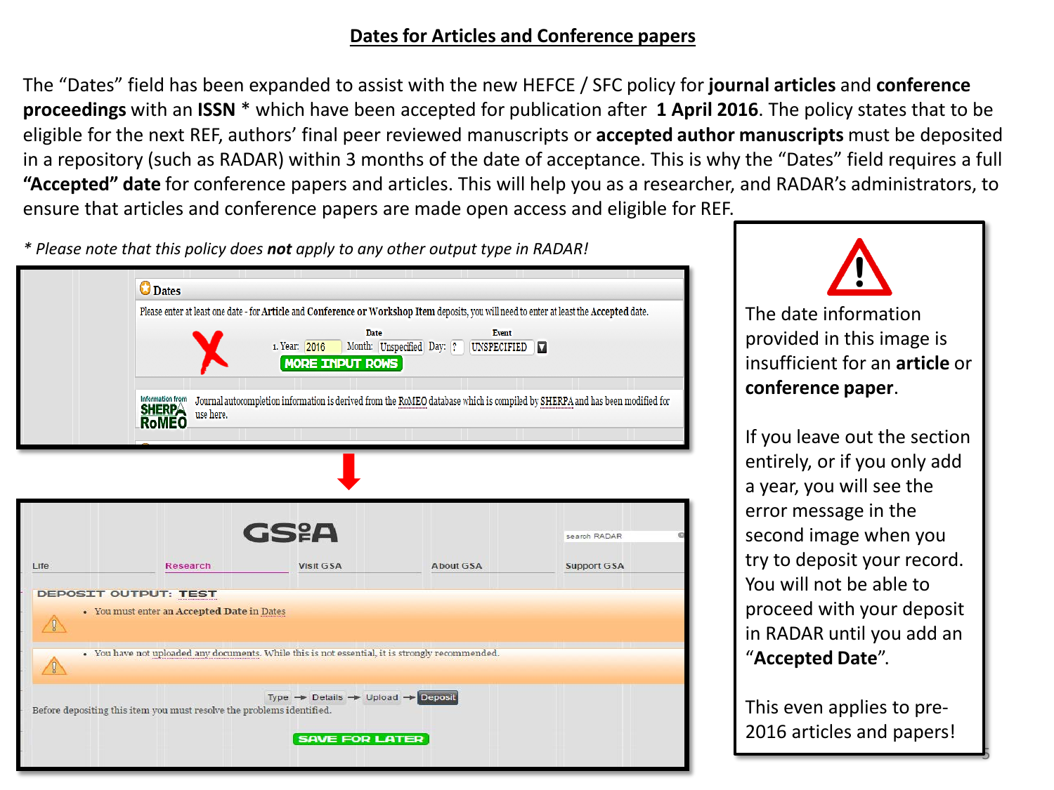## Dates for Articles and Conference papers

The "Dates" field has been expanded to assist with the new HEFCE / SFC policy for **journal articles** and **conference proceedings** with an **ISSN** * which have been accepted for publication after **1 April 2016**. The policy states that to be eligible for the next REF, authors' final peer reviewed manuscripts or **accepted author manuscripts** must be deposited in a repository (such as RADAR) within 3 months of the date of acceptance. This is why the "Dates" field requires a full **"Accepted" date** for conference papers and articles. This will help you as a researcher, and RADAR's administrators, to ensure that articles and conference papers are made open access and eligible for REF.

*\* Please note that this policy does **not** apply to any other output type in RADAR!*

**Dates**

Please enter at least one date - for **Article** and **Conference or Workshop Item** deposits, you will need to enter at least the **Accepted** date.

| | Date | | | Event |
|---|---|---|---|---|
| 1. Year: 2016 | Month: Unspecified | Day: ? | | UNSPECIFIED |

MORE INPUT ROWS

Information from SHERPA RoMEO — Journal autocompletion information is derived from the RoMEO database which is compiled by SHERPA and has been modified for use here.

GSA

Life | Research | Visit GSA | About GSA | Support GSA

search RADAR

**DEPOSIT OUTPUT: TEST**

- You must enter an **Accepted Date** in Dates
- You have not uploaded any documents. While this is not essential, it is strongly recommended.

Type → Details → Upload → Deposit

Before depositing this item you must resolve the problems identified.

SAVE FOR LATER

The date information provided in this image is insufficient for an **article** or **conference paper**.

If you leave out the section entirely, or if you only add a year, you will see the error message in the second image when you try to deposit your record. You will not be able to proceed with your deposit in RADAR until you add an "**Accepted Date**".

This even applies to pre-2016 articles and papers!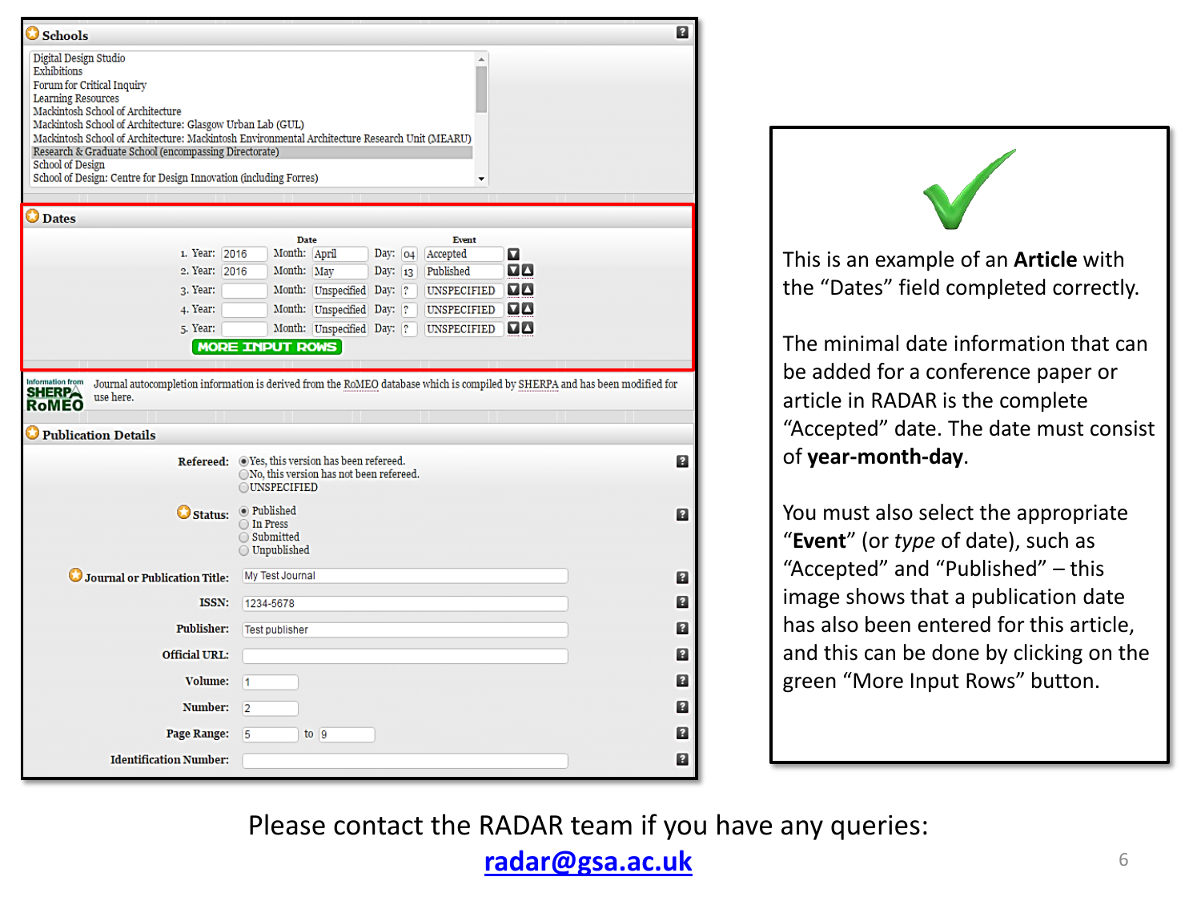## Schools

Digital Design Studio
Exhibitions
Forum for Critical Inquiry
Learning Resources
Mackintosh School of Architecture
Mackintosh School of Architecture: Glasgow Urban Lab (GUL)
Mackintosh School of Architecture: Mackintosh Environmental Architecture Research Unit (MEARU)
Research & Graduate School (encompassing Directorate)
School of Design
School of Design: Centre for Design Innovation (including Forres)

## Dates

| | Date | | | Event |
|---|---|---|---|---|
| 1. | Year: 2016 | Month: April | Day: 04 | Accepted |
| 2. | Year: 2016 | Month: May | Day: 13 | Published |
| 3. | Year: | Month: Unspecified | Day: ? | UNSPECIFIED |
| 4. | Year: | Month: Unspecified | Day: ? | UNSPECIFIED |
| 5. | Year: | Month: Unspecified | Day: ? | UNSPECIFIED |

MORE INPUT ROWS

Information from SHERPA RoMEO

Journal autocompletion information is derived from the RoMEO database which is compiled by SHERPA and has been modified for use here.

## Publication Details

**Refereed:**
- Yes, this version has been refereed.
- No, this version has not been refereed.
- UNSPECIFIED

**Status:**
- Published
- In Press
- Submitted
- Unpublished

**Journal or Publication Title:** My Test Journal

**ISSN:** 1234-5678

**Publisher:** Test publisher

**Official URL:**

**Volume:** 1

**Number:** 2

**Page Range:** 5 to 9

**Identification Number:**

This is an example of an **Article** with the "Dates" field completed correctly.

The minimal date information that can be added for a conference paper or article in RADAR is the complete "Accepted" date. The date must consist of **year-month-day**.

You must also select the appropriate "**Event**" (or *type* of date), such as "Accepted" and "Published" – this image shows that a publication date has also been entered for this article, and this can be done by clicking on the green "More Input Rows" button.

Please contact the RADAR team if you have any queries:
[radar@gsa.ac.uk](mailto:radar@gsa.ac.uk)